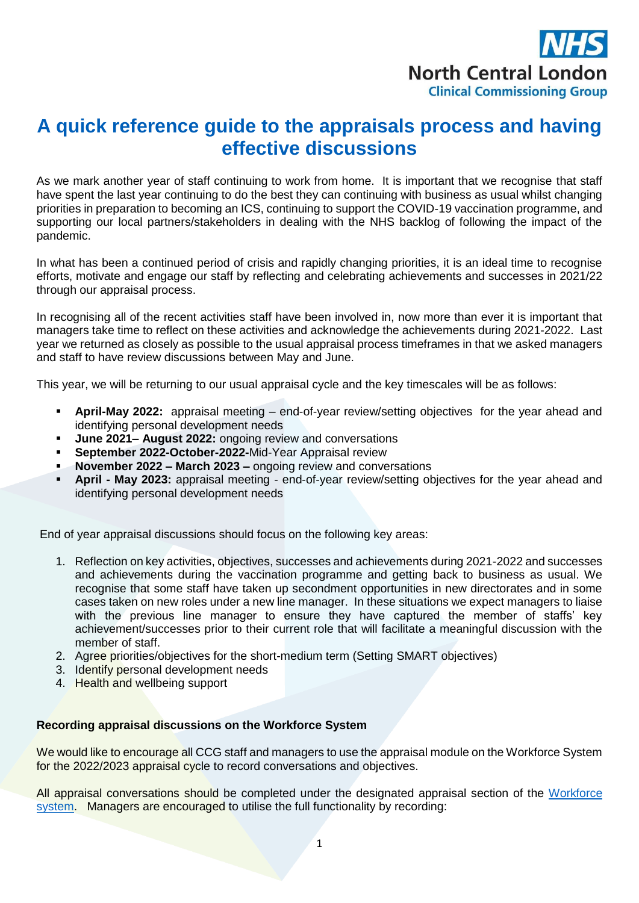North Central London
Clinical Commissioning Group

# A quick reference guide to the appraisals process and having effective discussions

As we mark another year of staff continuing to work from home. It is important that we recognise that staff have spent the last year continuing to do the best they can continuing with business as usual whilst changing priorities in preparation to becoming an ICS, continuing to support the COVID-19 vaccination programme, and supporting our local partners/stakeholders in dealing with the NHS backlog of following the impact of the pandemic.

In what has been a continued period of crisis and rapidly changing priorities, it is an ideal time to recognise efforts, motivate and engage our staff by reflecting and celebrating achievements and successes in 2021/22 through our appraisal process.

In recognising all of the recent activities staff have been involved in, now more than ever it is important that managers take time to reflect on these activities and acknowledge the achievements during 2021-2022. Last year we returned as closely as possible to the usual appraisal process timeframes in that we asked managers and staff to have review discussions between May and June.

This year, we will be returning to our usual appraisal cycle and the key timescales will be as follows:

- **April-May 2022:** appraisal meeting – end-of-year review/setting objectives for the year ahead and identifying personal development needs
- **June 2021– August 2022:** ongoing review and conversations
- **September 2022-October-2022-**Mid-Year Appraisal review
- **November 2022 – March 2023 –** ongoing review and conversations
- **April - May 2023:** appraisal meeting - end-of-year review/setting objectives for the year ahead and identifying personal development needs

End of year appraisal discussions should focus on the following key areas:

1. Reflection on key activities, objectives, successes and achievements during 2021-2022 and successes and achievements during the vaccination programme and getting back to business as usual. We recognise that some staff have taken up secondment opportunities in new directorates and in some cases taken on new roles under a new line manager. In these situations we expect managers to liaise with the previous line manager to ensure they have captured the member of staffs' key achievement/successes prior to their current role that will facilitate a meaningful discussion with the member of staff.
2. Agree priorities/objectives for the short-medium term (Setting SMART objectives)
3. Identify personal development needs
4. Health and wellbeing support

**Recording appraisal discussions on the Workforce System**

We would like to encourage all CCG staff and managers to use the appraisal module on the Workforce System for the 2022/2023 appraisal cycle to record conversations and objectives.

All appraisal conversations should be completed under the designated appraisal section of the Workforce system. Managers are encouraged to utilise the full functionality by recording: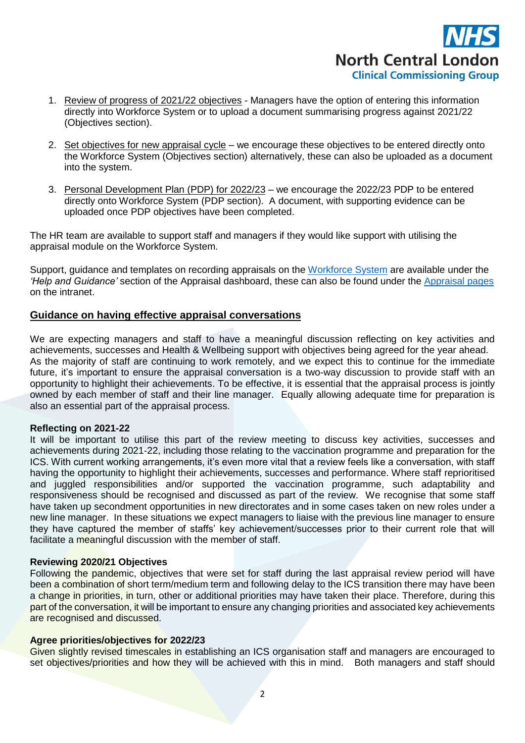1. Review of progress of 2021/22 objectives - Managers have the option of entering this information directly into Workforce System or to upload a document summarising progress against 2021/22 (Objectives section).

2. Set objectives for new appraisal cycle – we encourage these objectives to be entered directly onto the Workforce System (Objectives section) alternatively, these can also be uploaded as a document into the system.

3. Personal Development Plan (PDP) for 2022/23 – we encourage the 2022/23 PDP to be entered directly onto Workforce System (PDP section). A document, with supporting evidence can be uploaded once PDP objectives have been completed.

The HR team are available to support staff and managers if they would like support with utilising the appraisal module on the Workforce System.

Support, guidance and templates on recording appraisals on the Workforce System are available under the *'Help and Guidance'* section of the Appraisal dashboard, these can also be found under the Appraisal pages on the intranet.

## Guidance on having effective appraisal conversations

We are expecting managers and staff to have a meaningful discussion reflecting on key activities and achievements, successes and Health & Wellbeing support with objectives being agreed for the year ahead. As the majority of staff are continuing to work remotely, and we expect this to continue for the immediate future, it's important to ensure the appraisal conversation is a two-way discussion to provide staff with an opportunity to highlight their achievements. To be effective, it is essential that the appraisal process is jointly owned by each member of staff and their line manager. Equally allowing adequate time for preparation is also an essential part of the appraisal process.

**Reflecting on 2021-22**

It will be important to utilise this part of the review meeting to discuss key activities, successes and achievements during 2021-22, including those relating to the vaccination programme and preparation for the ICS. With current working arrangements, it's even more vital that a review feels like a conversation, with staff having the opportunity to highlight their achievements, successes and performance. Where staff reprioritised and juggled responsibilities and/or supported the vaccination programme, such adaptability and responsiveness should be recognised and discussed as part of the review. We recognise that some staff have taken up secondment opportunities in new directorates and in some cases taken on new roles under a new line manager. In these situations we expect managers to liaise with the previous line manager to ensure they have captured the member of staffs' key achievement/successes prior to their current role that will facilitate a meaningful discussion with the member of staff.

**Reviewing 2020/21 Objectives**

Following the pandemic, objectives that were set for staff during the last appraisal review period will have been a combination of short term/medium term and following delay to the ICS transition there may have been a change in priorities, in turn, other or additional priorities may have taken their place. Therefore, during this part of the conversation, it will be important to ensure any changing priorities and associated key achievements are recognised and discussed.

**Agree priorities/objectives for 2022/23**

Given slightly revised timescales in establishing an ICS organisation staff and managers are encouraged to set objectives/priorities and how they will be achieved with this in mind. Both managers and staff should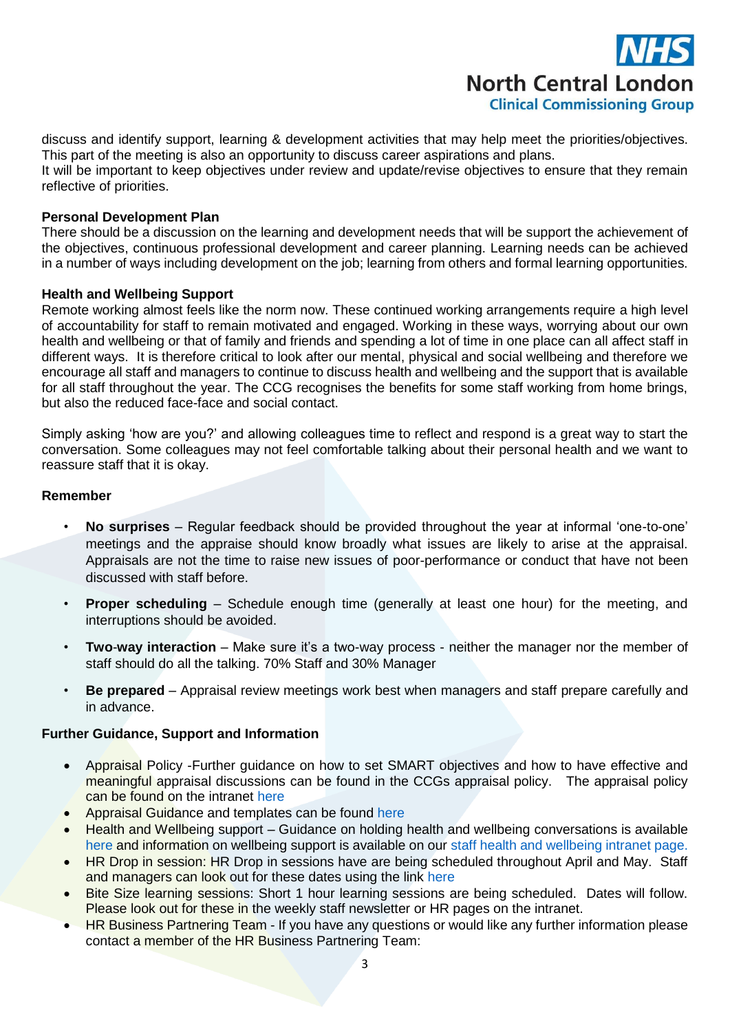discuss and identify support, learning & development activities that may help meet the priorities/objectives. This part of the meeting is also an opportunity to discuss career aspirations and plans.
It will be important to keep objectives under review and update/revise objectives to ensure that they remain reflective of priorities.

**Personal Development Plan**
There should be a discussion on the learning and development needs that will be support the achievement of the objectives, continuous professional development and career planning. Learning needs can be achieved in a number of ways including development on the job; learning from others and formal learning opportunities.

**Health and Wellbeing Support**
Remote working almost feels like the norm now. These continued working arrangements require a high level of accountability for staff to remain motivated and engaged. Working in these ways, worrying about our own health and wellbeing or that of family and friends and spending a lot of time in one place can all affect staff in different ways. It is therefore critical to look after our mental, physical and social wellbeing and therefore we encourage all staff and managers to continue to discuss health and wellbeing and the support that is available for all staff throughout the year. The CCG recognises the benefits for some staff working from home brings, but also the reduced face-face and social contact.

Simply asking 'how are you?' and allowing colleagues time to reflect and respond is a great way to start the conversation. Some colleagues may not feel comfortable talking about their personal health and we want to reassure staff that it is okay.

**Remember**

- **No surprises** – Regular feedback should be provided throughout the year at informal 'one-to-one' meetings and the appraise should know broadly what issues are likely to arise at the appraisal. Appraisals are not the time to raise new issues of poor-performance or conduct that have not been discussed with staff before.
- **Proper scheduling** – Schedule enough time (generally at least one hour) for the meeting, and interruptions should be avoided.
- **Two-way interaction** – Make sure it's a two-way process - neither the manager nor the member of staff should do all the talking. 70% Staff and 30% Manager
- **Be prepared** – Appraisal review meetings work best when managers and staff prepare carefully and in advance.

**Further Guidance, Support and Information**

- Appraisal Policy -Further guidance on how to set SMART objectives and how to have effective and meaningful appraisal discussions can be found in the CCGs appraisal policy. The appraisal policy can be found on the intranet here
- Appraisal Guidance and templates can be found here
- Health and Wellbeing support – Guidance on holding health and wellbeing conversations is available here and information on wellbeing support is available on our staff health and wellbeing intranet page.
- HR Drop in session: HR Drop in sessions have are being scheduled throughout April and May. Staff and managers can look out for these dates using the link here
- Bite Size learning sessions: Short 1 hour learning sessions are being scheduled. Dates will follow. Please look out for these in the weekly staff newsletter or HR pages on the intranet.
- HR Business Partnering Team - If you have any questions or would like any further information please contact a member of the HR Business Partnering Team: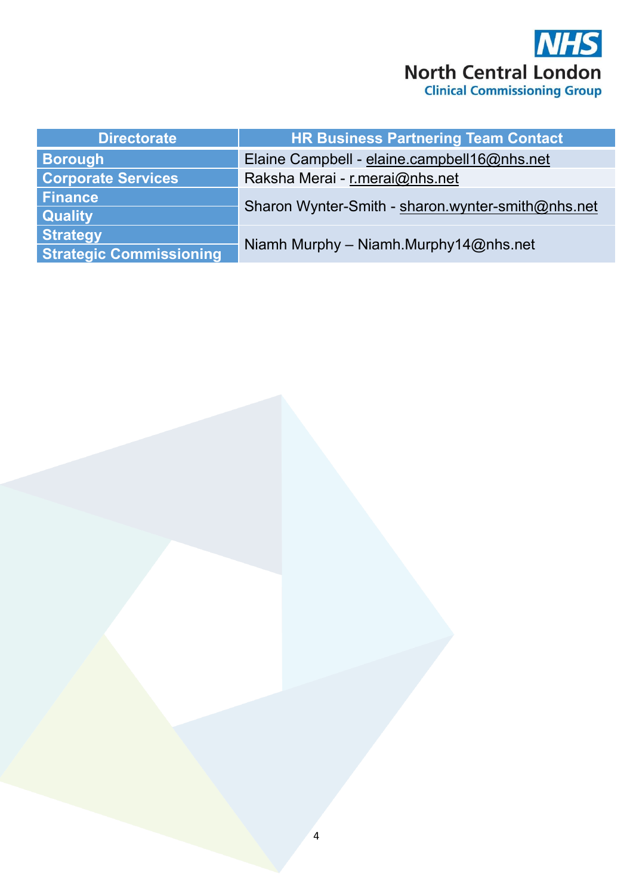| Directorate | HR Business Partnering Team Contact |
| --- | --- |
| Borough | Elaine Campbell - elaine.campbell16@nhs.net |
| Corporate Services | Raksha Merai - r.merai@nhs.net |
| Finance | Sharon Wynter-Smith - sharon.wynter-smith@nhs.net |
| Quality | |
| Strategy | Niamh Murphy – Niamh.Murphy14@nhs.net |
| Strategic Commissioning | |